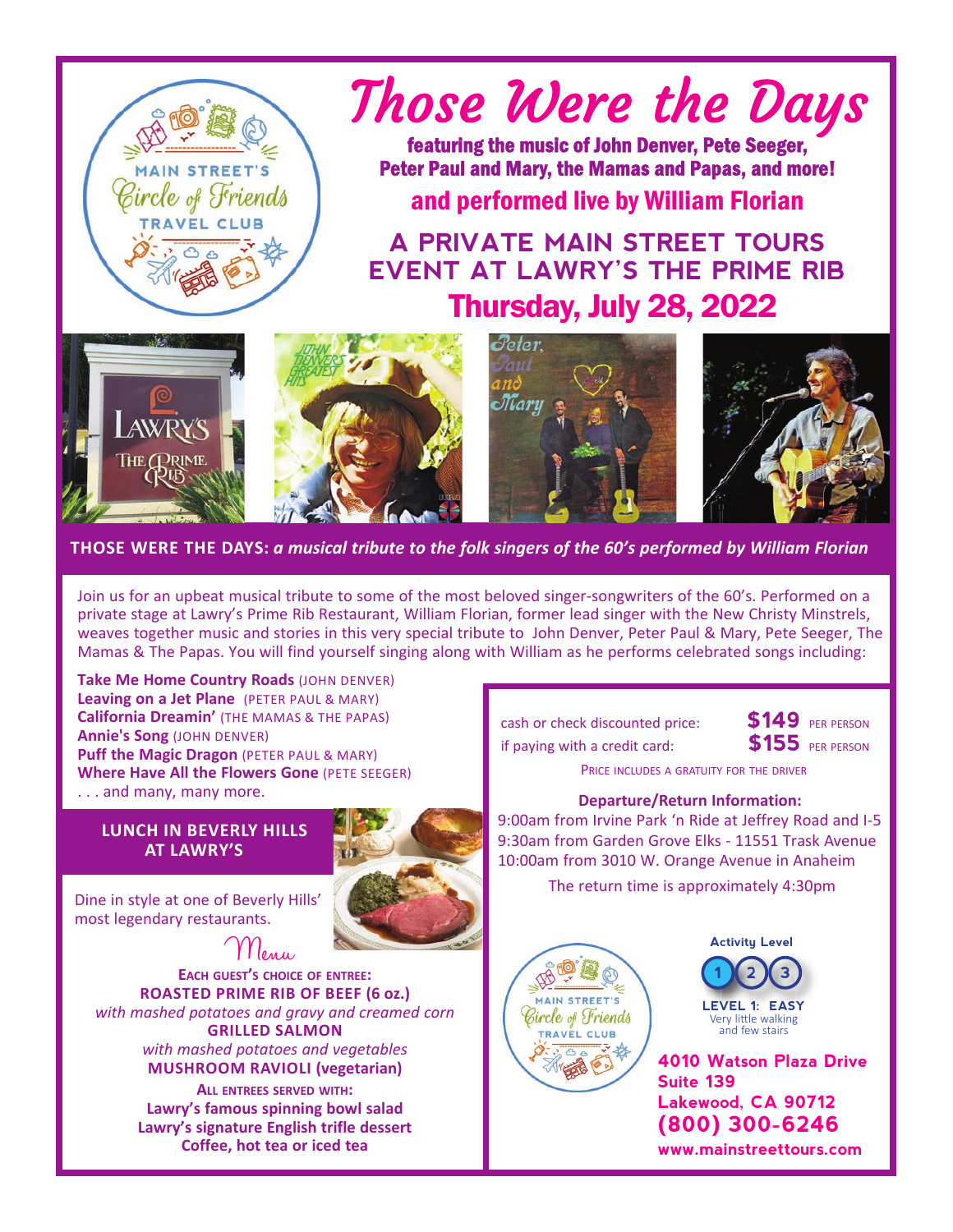# Those Were the Days

**featuring the music of John Denver, Pete Seeger, Peter Paul and Mary, the Mamas and Papas, and more!**

**and performed live by William Florian**

## A PRIVATE MAIN STREET TOURS EVENT AT LAWRY'S THE PRIME RIB

## Thursday, July 28, 2022

**THOSE WERE THE DAYS:** ***a musical tribute to the folk singers of the 60's performed by William Florian***

Join us for an upbeat musical tribute to some of the most beloved singer-songwriters of the 60's. Performed on a private stage at Lawry's Prime Rib Restaurant, William Florian, former lead singer with the New Christy Minstrels, weaves together music and stories in this very special tribute to John Denver, Peter Paul & Mary, Pete Seeger, The Mamas & The Papas. You will find yourself singing along with William as he performs celebrated songs including:

**Take Me Home Country Roads** (JOHN DENVER)
**Leaving on a Jet Plane** (PETER PAUL & MARY)
**California Dreamin'** (THE MAMAS & THE PAPAS)
**Annie's Song** (JOHN DENVER)
**Puff the Magic Dragon** (PETER PAUL & MARY)
**Where Have All the Flowers Gone** (PETE SEEGER)
. . . and many, many more.

### LUNCH IN BEVERLY HILLS AT LAWRY'S

Dine in style at one of Beverly Hills' most legendary restaurants.

### Menu

**EACH GUEST'S CHOICE OF ENTREE:**

**ROASTED PRIME RIB OF BEEF (6 oz.)**
*with mashed potatoes and gravy and creamed corn*

**GRILLED SALMON**
*with mashed potatoes and vegetables*

**MUSHROOM RAVIOLI (vegetarian)**

**ALL ENTREES SERVED WITH:**
**Lawry's famous spinning bowl salad**
**Lawry's signature English trifle dessert**
**Coffee, hot tea or iced tea**

cash or check discounted price: **$149** PER PERSON
if paying with a credit card: **$155** PER PERSON

PRICE INCLUDES A GRATUITY FOR THE DRIVER

**Departure/Return Information:**
9:00am from Irvine Park 'n Ride at Jeffrey Road and I-5
9:30am from Garden Grove Elks - 11551 Trask Avenue
10:00am from 3010 W. Orange Avenue in Anaheim

The return time is approximately 4:30pm

**Activity Level**
**LEVEL 1: EASY**
Very little walking and few stairs

**4010 Watson Plaza Drive**
**Suite 139**
**Lakewood, CA 90712**
**(800) 300-6246**
**www.mainstreettours.com**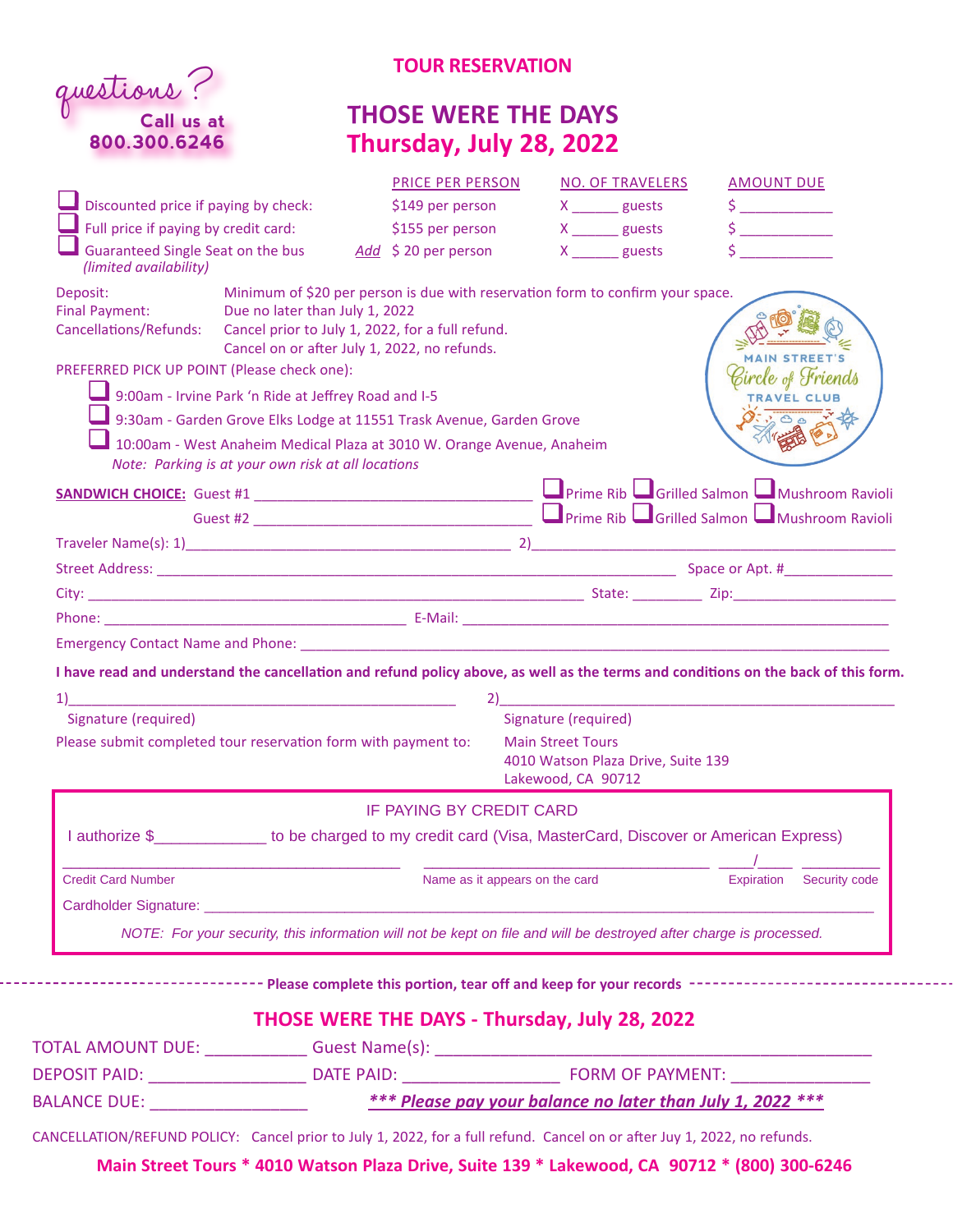questions? Call us at 800.300.6246

## TOUR RESERVATION

# THOSE WERE THE DAYS
# Thursday, July 28, 2022

| | PRICE PER PERSON | NO. OF TRAVELERS | AMOUNT DUE |
|---|---|---|---|
| ☐ Discounted price if paying by check: | $149 per person | X ______ guests | $ ___________ |
| ☐ Full price if paying by credit card: | $155 per person | X ______ guests | $ ___________ |
| ☐ Guaranteed Single Seat on the bus *(limited availability)* | *Add* $ 20 per person | X ______ guests | $ ___________ |

Deposit: Minimum of $20 per person is due with reservation form to confirm your space.
Final Payment: Due no later than July 1, 2022
Cancellations/Refunds: Cancel prior to July 1, 2022, for a full refund. Cancel on or after July 1, 2022, no refunds.

MAIN STREET'S Circle of Friends TRAVEL CLUB

PREFERRED PICK UP POINT (Please check one):

- ☐ 9:00am - Irvine Park 'n Ride at Jeffrey Road and I-5
- ☐ 9:30am - Garden Grove Elks Lodge at 11551 Trask Avenue, Garden Grove
- ☐ 10:00am - West Anaheim Medical Plaza at 3010 W. Orange Avenue, Anaheim

*Note: Parking is at your own risk at all locations*

**SANDWICH CHOICE:** Guest #1 ______________________________ ☐ Prime Rib ☐ Grilled Salmon ☐ Mushroom Ravioli
Guest #2 ______________________________ ☐ Prime Rib ☐ Grilled Salmon ☐ Mushroom Ravioli

Traveler Name(s): 1)____________________________________ 2)____________________________________

Street Address: ____________________________________________________ Space or Apt. #____________

City: ______________________________________________ State: _________ Zip:__________________

Phone: ________________________________ E-Mail: ___________________________________________

Emergency Contact Name and Phone: _________________________________________________________

**I have read and understand the cancellation and refund policy above, as well as the terms and conditions on the back of this form.**

1)____________________________________ 2)____________________________________
Signature (required) Signature (required)

Please submit completed tour reservation form with payment to:
Main Street Tours
4010 Watson Plaza Drive, Suite 139
Lakewood, CA 90712

### IF PAYING BY CREDIT CARD

I authorize $____________ to be charged to my credit card (Visa, MasterCard, Discover or American Express)

________________________________ ____________________________ ____/____ _________
Credit Card Number Name as it appears on the card Expiration Security code

Cardholder Signature: ____________________________________________________________________

*NOTE: For your security, this information will not be kept on file and will be destroyed after charge is processed.*

---------------------------------- **Please complete this portion, tear off and keep for your records** ----------------------------------

## THOSE WERE THE DAYS - Thursday, July 28, 2022

TOTAL AMOUNT DUE: ___________ Guest Name(s): ______________________________________________

DEPOSIT PAID: _________________ DATE PAID: _________________ FORM OF PAYMENT: _______________

BALANCE DUE: _________________ ***\*\*\* Please pay your balance no later than July 1, 2022 \*\*\****

CANCELLATION/REFUND POLICY: Cancel prior to July 1, 2022, for a full refund. Cancel on or after Juy 1, 2022, no refunds.

**Main Street Tours * 4010 Watson Plaza Drive, Suite 139 * Lakewood, CA 90712 * (800) 300-6246**